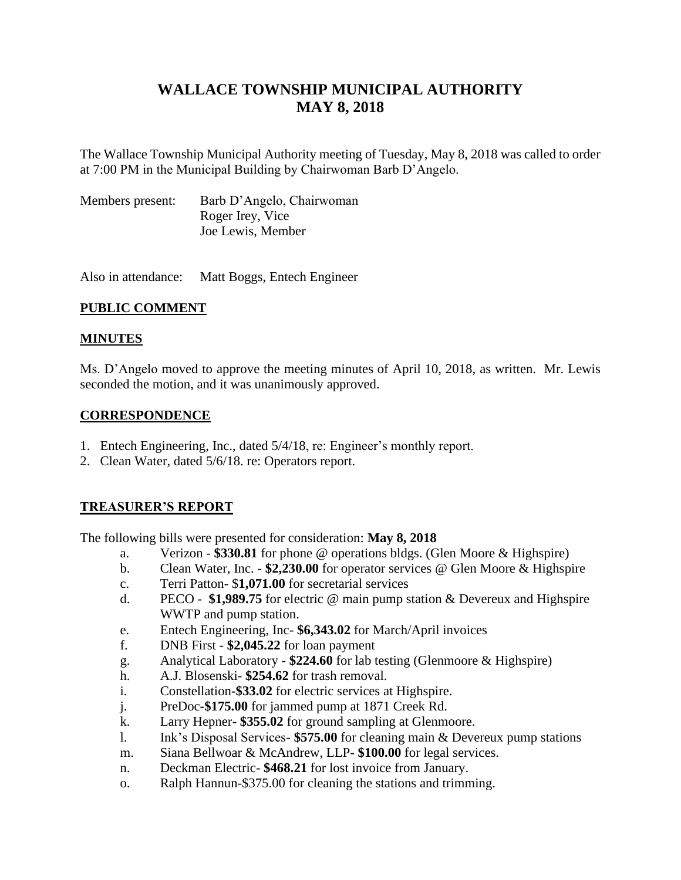# WALLACE TOWNSHIP MUNICIPAL AUTHORITY
# MAY 8, 2018

The Wallace Township Municipal Authority meeting of Tuesday, May 8, 2018 was called to order at 7:00 PM in the Municipal Building by Chairwoman Barb D'Angelo.

Members present: Barb D'Angelo, Chairwoman
Roger Irey, Vice
Joe Lewis, Member

Also in attendance: Matt Boggs, Entech Engineer

## PUBLIC COMMENT

## MINUTES

Ms. D'Angelo moved to approve the meeting minutes of April 10, 2018, as written. Mr. Lewis seconded the motion, and it was unanimously approved.

## CORRESPONDENCE

1. Entech Engineering, Inc., dated 5/4/18, re: Engineer's monthly report.
2. Clean Water, dated 5/6/18. re: Operators report.

## TREASURER'S REPORT

The following bills were presented for consideration: **May 8, 2018**

a. Verizon - **$330.81** for phone @ operations bldgs. (Glen Moore & Highspire)
b. Clean Water, Inc. - **$2,230.00** for operator services @ Glen Moore & Highspire
c. Terri Patton- $**1,071.00** for secretarial services
d. PECO - **$1,989.75** for electric @ main pump station & Devereux and Highspire WWTP and pump station.
e. Entech Engineering, Inc- **$6,343.02** for March/April invoices
f. DNB First - **$2,045.22** for loan payment
g. Analytical Laboratory - **$224.60** for lab testing (Glenmoore & Highspire)
h. A.J. Blosenski- **$254.62** for trash removal.
i. Constellation-**$33.02** for electric services at Highspire.
j. PreDoc-**$175.00** for jammed pump at 1871 Creek Rd.
k. Larry Hepner- **$355.02** for ground sampling at Glenmoore.
l. Ink's Disposal Services- **$575.00** for cleaning main & Devereux pump stations
m. Siana Bellwoar & McAndrew, LLP- **$100.00** for legal services.
n. Deckman Electric- **$468.21** for lost invoice from January.
o. Ralph Hannun-$375.00 for cleaning the stations and trimming.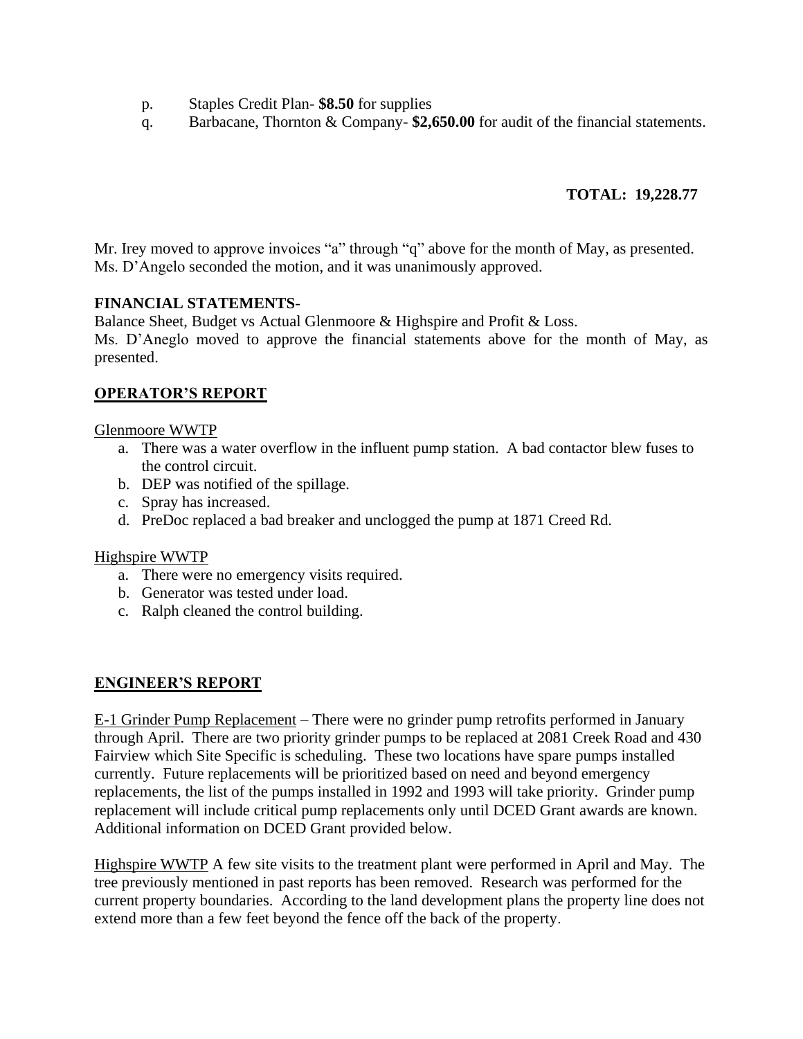p. Staples Credit Plan- **$8.50** for supplies

q. Barbacane, Thornton & Company- **$2,650.00** for audit of the financial statements.

**TOTAL: 19,228.77**

Mr. Irey moved to approve invoices "a" through "q" above for the month of May, as presented. Ms. D'Angelo seconded the motion, and it was unanimously approved.

**FINANCIAL STATEMENTS**-

Balance Sheet, Budget vs Actual Glenmoore & Highspire and Profit & Loss.

Ms. D'Aneglo moved to approve the financial statements above for the month of May, as presented.

## OPERATOR'S REPORT

Glenmoore WWTP

a. There was a water overflow in the influent pump station. A bad contactor blew fuses to the control circuit.
b. DEP was notified of the spillage.
c. Spray has increased.
d. PreDoc replaced a bad breaker and unclogged the pump at 1871 Creed Rd.

Highspire WWTP

a. There were no emergency visits required.
b. Generator was tested under load.
c. Ralph cleaned the control building.

## ENGINEER'S REPORT

E-1 Grinder Pump Replacement – There were no grinder pump retrofits performed in January through April. There are two priority grinder pumps to be replaced at 2081 Creek Road and 430 Fairview which Site Specific is scheduling. These two locations have spare pumps installed currently. Future replacements will be prioritized based on need and beyond emergency replacements, the list of the pumps installed in 1992 and 1993 will take priority. Grinder pump replacement will include critical pump replacements only until DCED Grant awards are known. Additional information on DCED Grant provided below.

Highspire WWTP A few site visits to the treatment plant were performed in April and May. The tree previously mentioned in past reports has been removed. Research was performed for the current property boundaries. According to the land development plans the property line does not extend more than a few feet beyond the fence off the back of the property.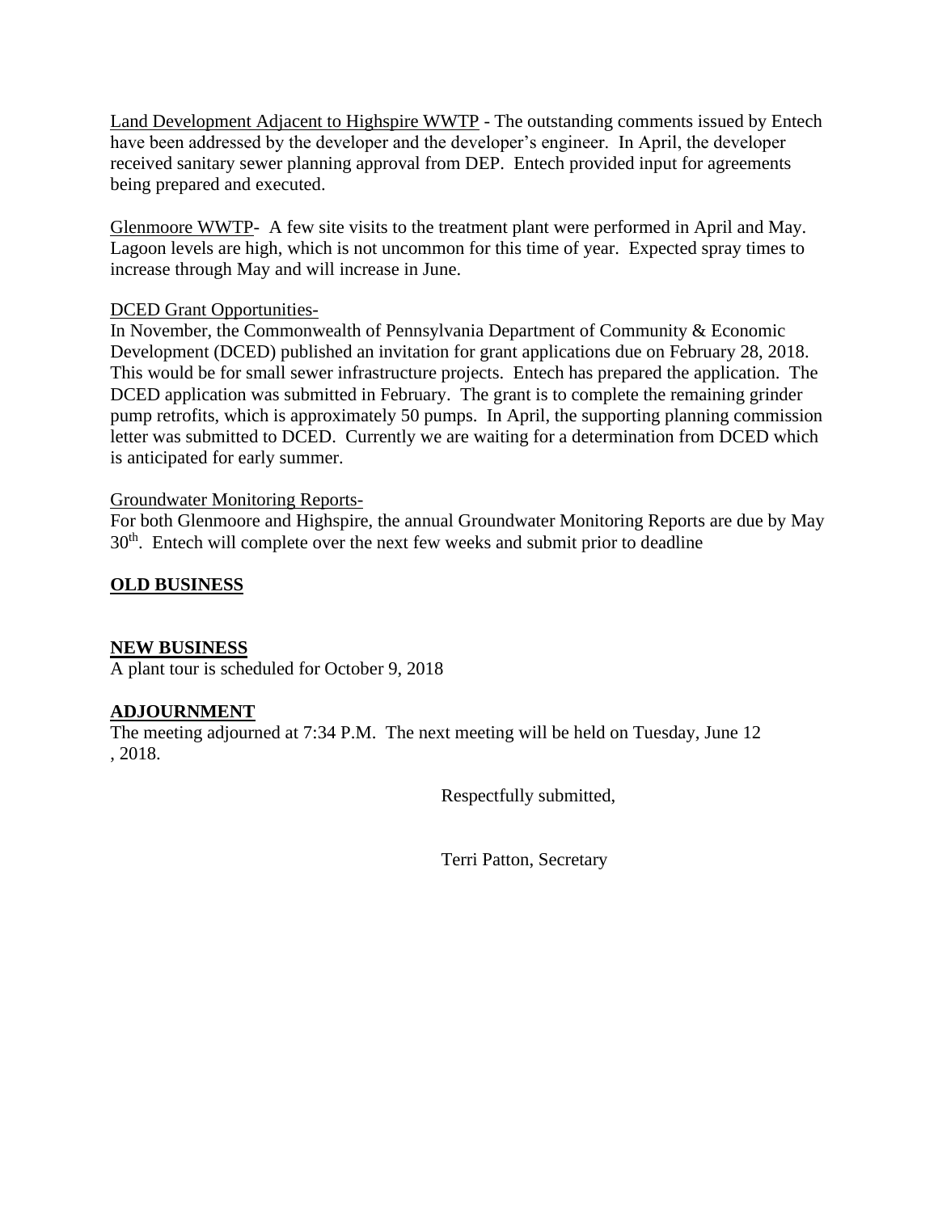Land Development Adjacent to Highspire WWTP - The outstanding comments issued by Entech have been addressed by the developer and the developer's engineer. In April, the developer received sanitary sewer planning approval from DEP. Entech provided input for agreements being prepared and executed.

Glenmoore WWTP- A few site visits to the treatment plant were performed in April and May. Lagoon levels are high, which is not uncommon for this time of year. Expected spray times to increase through May and will increase in June.

DCED Grant Opportunities-

In November, the Commonwealth of Pennsylvania Department of Community & Economic Development (DCED) published an invitation for grant applications due on February 28, 2018. This would be for small sewer infrastructure projects. Entech has prepared the application. The DCED application was submitted in February. The grant is to complete the remaining grinder pump retrofits, which is approximately 50 pumps. In April, the supporting planning commission letter was submitted to DCED. Currently we are waiting for a determination from DCED which is anticipated for early summer.

Groundwater Monitoring Reports-

For both Glenmoore and Highspire, the annual Groundwater Monitoring Reports are due by May 30th. Entech will complete over the next few weeks and submit prior to deadline

## OLD BUSINESS

## NEW BUSINESS

A plant tour is scheduled for October 9, 2018

## ADJOURNMENT

The meeting adjourned at 7:34 P.M. The next meeting will be held on Tuesday, June 12 , 2018.

Respectfully submitted,

Terri Patton, Secretary